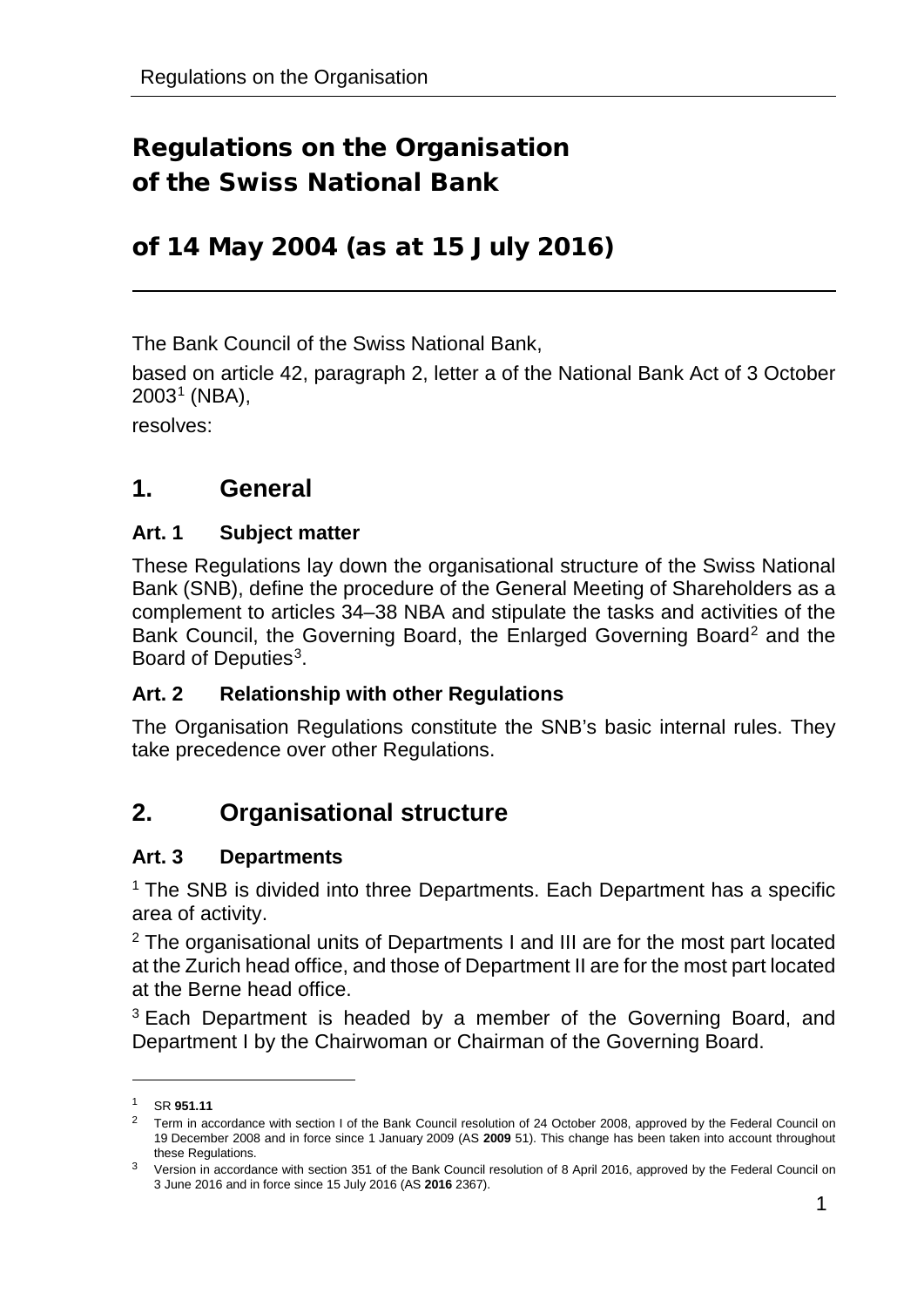# Regulations on the Organisation of the Swiss National Bank

# of 14 May 2004 (as at 15 July 2016)

The Bank Council of the Swiss National Bank,

based on article 42, paragraph 2, letter a of the National Bank Act of 3 October 2003[1] (NBA),

resolves:

## 1. General

### Art. 1 Subject matter

These Regulations lay down the organisational structure of the Swiss National Bank (SNB), define the procedure of the General Meeting of Shareholders as a complement to articles 34–38 NBA and stipulate the tasks and activities of the Bank Council, the Governing Board, the Enlarged Governing Board[2] and the Board of Deputies[3].

### Art. 2 Relationship with other Regulations

The Organisation Regulations constitute the SNB's basic internal rules. They take precedence over other Regulations.

## 2. Organisational structure

### Art. 3 Departments

[1] The SNB is divided into three Departments. Each Department has a specific area of activity.

[2] The organisational units of Departments I and III are for the most part located at the Zurich head office, and those of Department II are for the most part located at the Berne head office.

[3] Each Department is headed by a member of the Governing Board, and Department I by the Chairwoman or Chairman of the Governing Board.

---

[1] SR **951.11**

[2] Term in accordance with section I of the Bank Council resolution of 24 October 2008, approved by the Federal Council on 19 December 2008 and in force since 1 January 2009 (AS **2009** 51). This change has been taken into account throughout these Regulations.

[3] Version in accordance with section 351 of the Bank Council resolution of 8 April 2016, approved by the Federal Council on 3 June 2016 and in force since 15 July 2016 (AS **2016** 2367).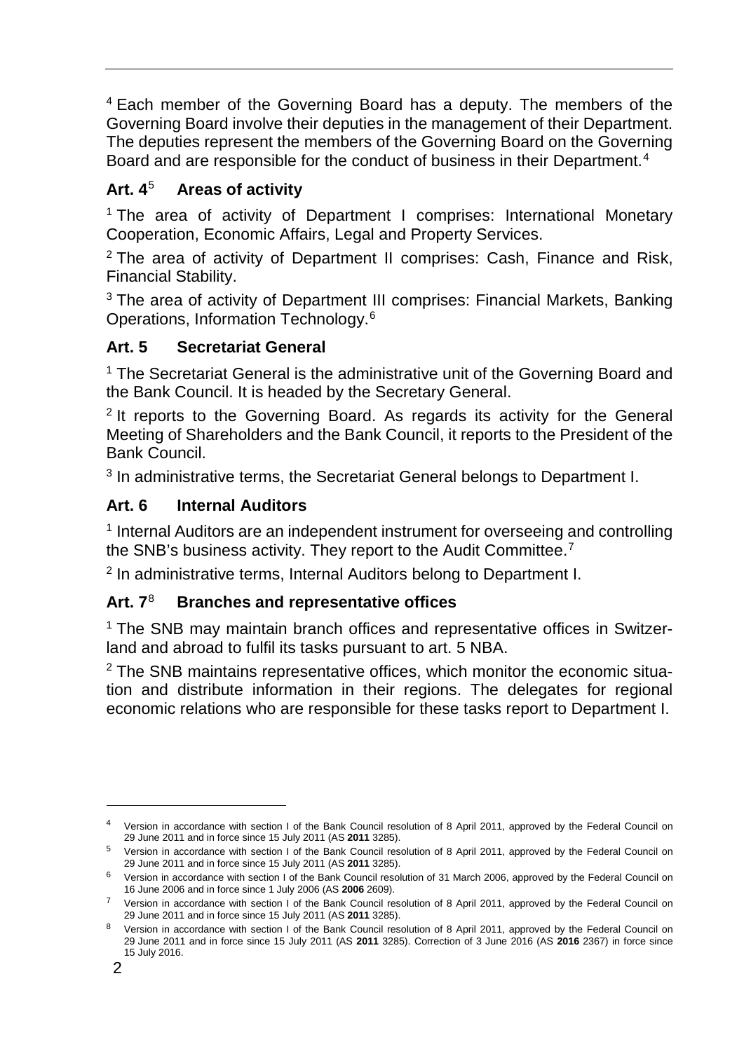[4] Each member of the Governing Board has a deputy. The members of the Governing Board involve their deputies in the management of their Department. The deputies represent the members of the Governing Board on the Governing Board and are responsible for the conduct of business in their Department.[4]

### Art. 4[5] Areas of activity

[1] The area of activity of Department I comprises: International Monetary Cooperation, Economic Affairs, Legal and Property Services.

[2] The area of activity of Department II comprises: Cash, Finance and Risk, Financial Stability.

[3] The area of activity of Department III comprises: Financial Markets, Banking Operations, Information Technology.[6]

### Art. 5 Secretariat General

[1] The Secretariat General is the administrative unit of the Governing Board and the Bank Council. It is headed by the Secretary General.

[2] It reports to the Governing Board. As regards its activity for the General Meeting of Shareholders and the Bank Council, it reports to the President of the Bank Council.

[3] In administrative terms, the Secretariat General belongs to Department I.

### Art. 6 Internal Auditors

[1] Internal Auditors are an independent instrument for overseeing and controlling the SNB's business activity. They report to the Audit Committee.[7]

[2] In administrative terms, Internal Auditors belong to Department I.

### Art. 7[8] Branches and representative offices

[1] The SNB may maintain branch offices and representative offices in Switzerland and abroad to fulfil its tasks pursuant to art. 5 NBA.

[2] The SNB maintains representative offices, which monitor the economic situation and distribute information in their regions. The delegates for regional economic relations who are responsible for these tasks report to Department I.

---

[4] Version in accordance with section I of the Bank Council resolution of 8 April 2011, approved by the Federal Council on 29 June 2011 and in force since 15 July 2011 (AS **2011** 3285).

[5] Version in accordance with section I of the Bank Council resolution of 8 April 2011, approved by the Federal Council on 29 June 2011 and in force since 15 July 2011 (AS **2011** 3285).

[6] Version in accordance with section I of the Bank Council resolution of 31 March 2006, approved by the Federal Council on 16 June 2006 and in force since 1 July 2006 (AS **2006** 2609).

[7] Version in accordance with section I of the Bank Council resolution of 8 April 2011, approved by the Federal Council on 29 June 2011 and in force since 15 July 2011 (AS **2011** 3285).

[8] Version in accordance with section I of the Bank Council resolution of 8 April 2011, approved by the Federal Council on 29 June 2011 and in force since 15 July 2011 (AS **2011** 3285). Correction of 3 June 2016 (AS **2016** 2367) in force since 15 July 2016.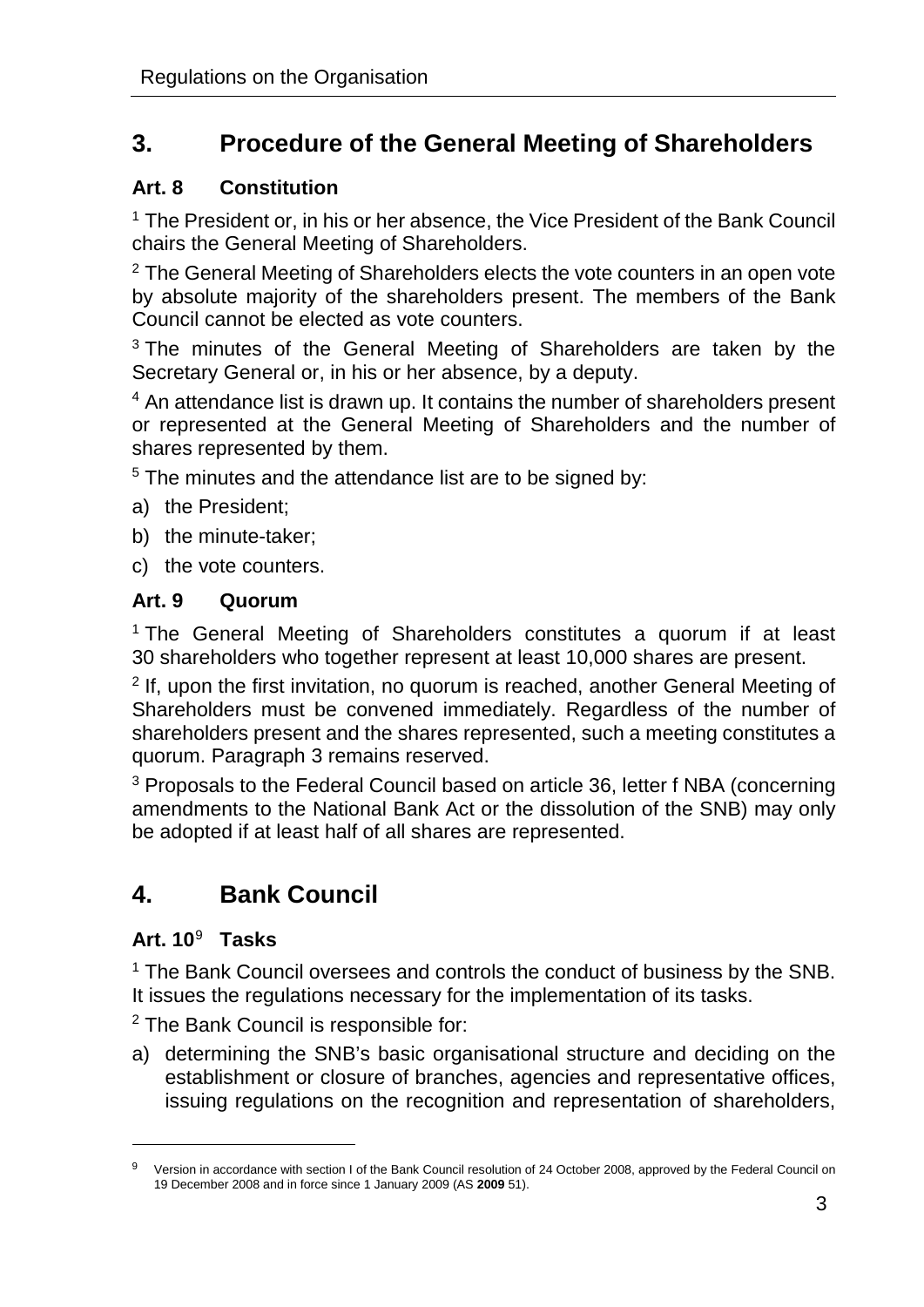## 3. Procedure of the General Meeting of Shareholders

### Art. 8 Constitution

[1] The President or, in his or her absence, the Vice President of the Bank Council chairs the General Meeting of Shareholders.

[2] The General Meeting of Shareholders elects the vote counters in an open vote by absolute majority of the shareholders present. The members of the Bank Council cannot be elected as vote counters.

[3] The minutes of the General Meeting of Shareholders are taken by the Secretary General or, in his or her absence, by a deputy.

[4] An attendance list is drawn up. It contains the number of shareholders present or represented at the General Meeting of Shareholders and the number of shares represented by them.

[5] The minutes and the attendance list are to be signed by:

a) the President;

b) the minute-taker;

c) the vote counters.

### Art. 9 Quorum

[1] The General Meeting of Shareholders constitutes a quorum if at least 30 shareholders who together represent at least 10,000 shares are present.

[2] If, upon the first invitation, no quorum is reached, another General Meeting of Shareholders must be convened immediately. Regardless of the number of shareholders present and the shares represented, such a meeting constitutes a quorum. Paragraph 3 remains reserved.

[3] Proposals to the Federal Council based on article 36, letter f NBA (concerning amendments to the National Bank Act or the dissolution of the SNB) may only be adopted if at least half of all shares are represented.

## 4. Bank Council

### Art. 10[9] Tasks

[1] The Bank Council oversees and controls the conduct of business by the SNB. It issues the regulations necessary for the implementation of its tasks.

[2] The Bank Council is responsible for:

a) determining the SNB's basic organisational structure and deciding on the establishment or closure of branches, agencies and representative offices, issuing regulations on the recognition and representation of shareholders,

---

[9] Version in accordance with section I of the Bank Council resolution of 24 October 2008, approved by the Federal Council on 19 December 2008 and in force since 1 January 2009 (AS **2009** 51).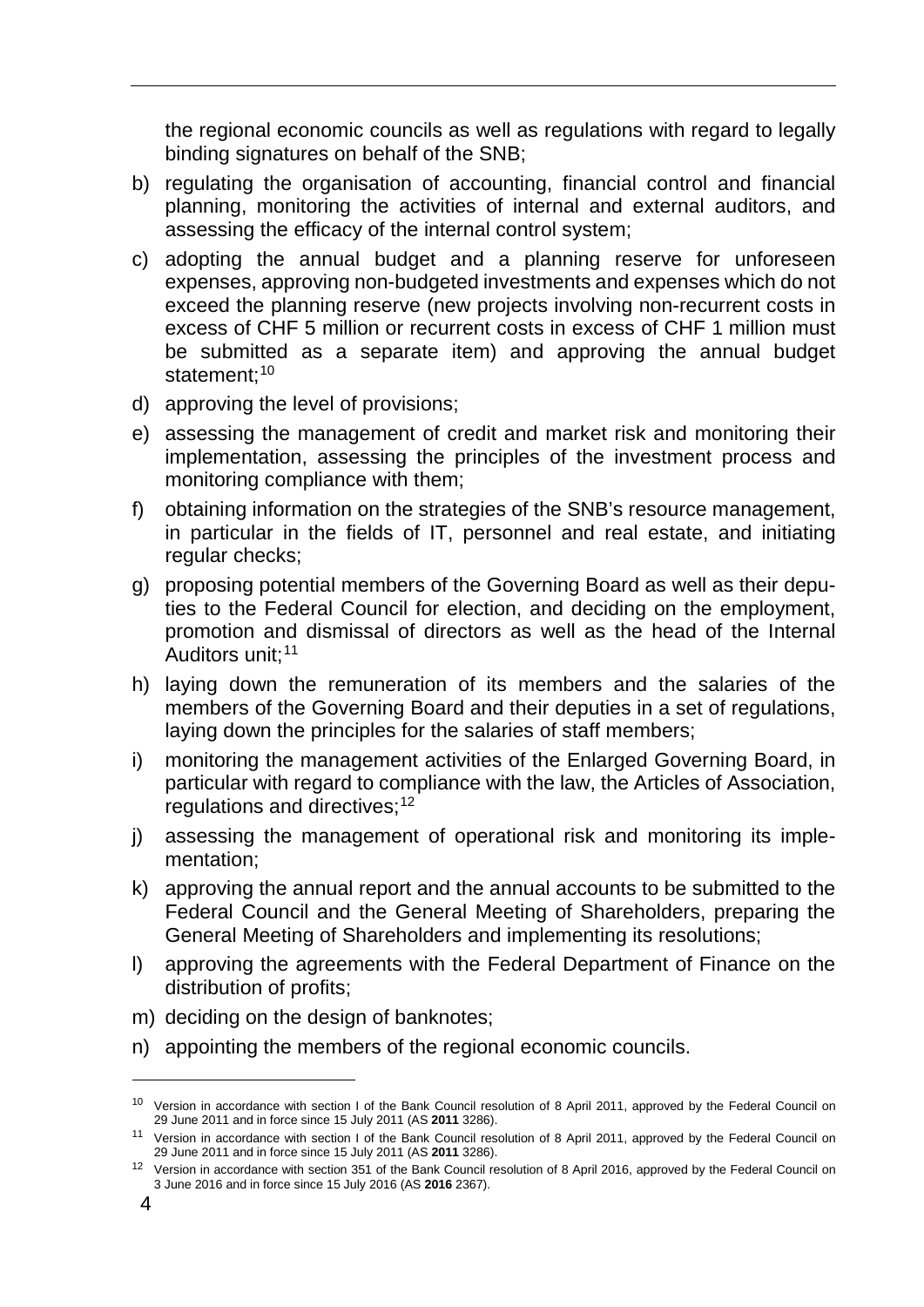the regional economic councils as well as regulations with regard to legally binding signatures on behalf of the SNB;

b) regulating the organisation of accounting, financial control and financial planning, monitoring the activities of internal and external auditors, and assessing the efficacy of the internal control system;

c) adopting the annual budget and a planning reserve for unforeseen expenses, approving non-budgeted investments and expenses which do not exceed the planning reserve (new projects involving non-recurrent costs in excess of CHF 5 million or recurrent costs in excess of CHF 1 million must be submitted as a separate item) and approving the annual budget statement;[10]

d) approving the level of provisions;

e) assessing the management of credit and market risk and monitoring their implementation, assessing the principles of the investment process and monitoring compliance with them;

f) obtaining information on the strategies of the SNB's resource management, in particular in the fields of IT, personnel and real estate, and initiating regular checks;

g) proposing potential members of the Governing Board as well as their deputies to the Federal Council for election, and deciding on the employment, promotion and dismissal of directors as well as the head of the Internal Auditors unit;[11]

h) laying down the remuneration of its members and the salaries of the members of the Governing Board and their deputies in a set of regulations, laying down the principles for the salaries of staff members;

i) monitoring the management activities of the Enlarged Governing Board, in particular with regard to compliance with the law, the Articles of Association, regulations and directives;[12]

j) assessing the management of operational risk and monitoring its implementation;

k) approving the annual report and the annual accounts to be submitted to the Federal Council and the General Meeting of Shareholders, preparing the General Meeting of Shareholders and implementing its resolutions;

l) approving the agreements with the Federal Department of Finance on the distribution of profits;

m) deciding on the design of banknotes;

n) appointing the members of the regional economic councils.

---

[10] Version in accordance with section I of the Bank Council resolution of 8 April 2011, approved by the Federal Council on 29 June 2011 and in force since 15 July 2011 (AS **2011** 3286).

[11] Version in accordance with section I of the Bank Council resolution of 8 April 2011, approved by the Federal Council on 29 June 2011 and in force since 15 July 2011 (AS **2011** 3286).

[12] Version in accordance with section 351 of the Bank Council resolution of 8 April 2016, approved by the Federal Council on 3 June 2016 and in force since 15 July 2016 (AS **2016** 2367).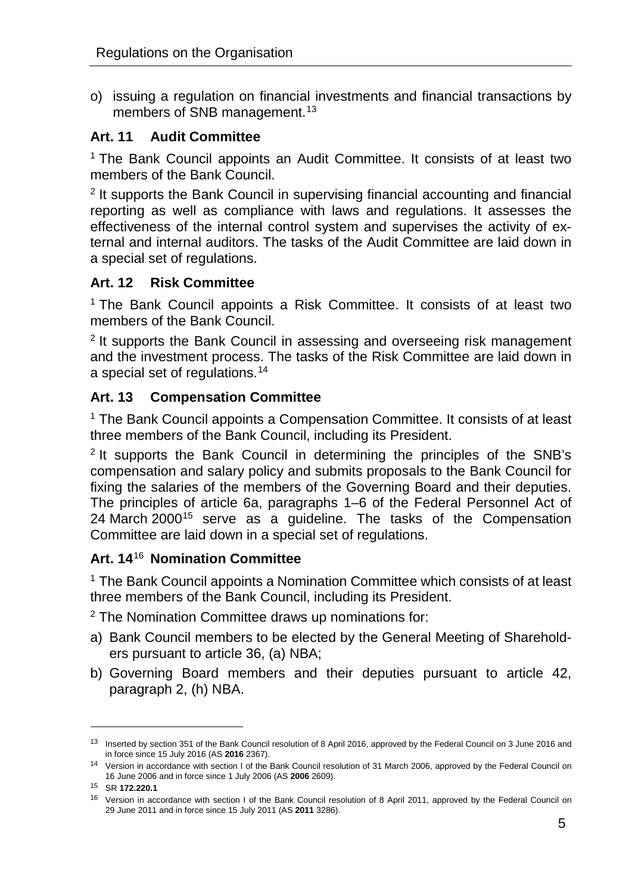o) issuing a regulation on financial investments and financial transactions by members of SNB management.[13]

### Art. 11 Audit Committee

[1] The Bank Council appoints an Audit Committee. It consists of at least two members of the Bank Council.

[2] It supports the Bank Council in supervising financial accounting and financial reporting as well as compliance with laws and regulations. It assesses the effectiveness of the internal control system and supervises the activity of external and internal auditors. The tasks of the Audit Committee are laid down in a special set of regulations.

### Art. 12 Risk Committee

[1] The Bank Council appoints a Risk Committee. It consists of at least two members of the Bank Council.

[2] It supports the Bank Council in assessing and overseeing risk management and the investment process. The tasks of the Risk Committee are laid down in a special set of regulations.[14]

### Art. 13 Compensation Committee

[1] The Bank Council appoints a Compensation Committee. It consists of at least three members of the Bank Council, including its President.

[2] It supports the Bank Council in determining the principles of the SNB's compensation and salary policy and submits proposals to the Bank Council for fixing the salaries of the members of the Governing Board and their deputies. The principles of article 6a, paragraphs 1–6 of the Federal Personnel Act of 24 March 2000[15] serve as a guideline. The tasks of the Compensation Committee are laid down in a special set of regulations.

### Art. 14[16] Nomination Committee

[1] The Bank Council appoints a Nomination Committee which consists of at least three members of the Bank Council, including its President.

[2] The Nomination Committee draws up nominations for:

a) Bank Council members to be elected by the General Meeting of Shareholders pursuant to article 36, (a) NBA;
b) Governing Board members and their deputies pursuant to article 42, paragraph 2, (h) NBA.

---

[13] Inserted by section 351 of the Bank Council resolution of 8 April 2016, approved by the Federal Council on 3 June 2016 and in force since 15 July 2016 (AS **2016** 2367).

[14] Version in accordance with section I of the Bank Council resolution of 31 March 2006, approved by the Federal Council on 16 June 2006 and in force since 1 July 2006 (AS **2006** 2609).

[15] SR **172.220.1**

[16] Version in accordance with section I of the Bank Council resolution of 8 April 2011, approved by the Federal Council on 29 June 2011 and in force since 15 July 2011 (AS **2011** 3286).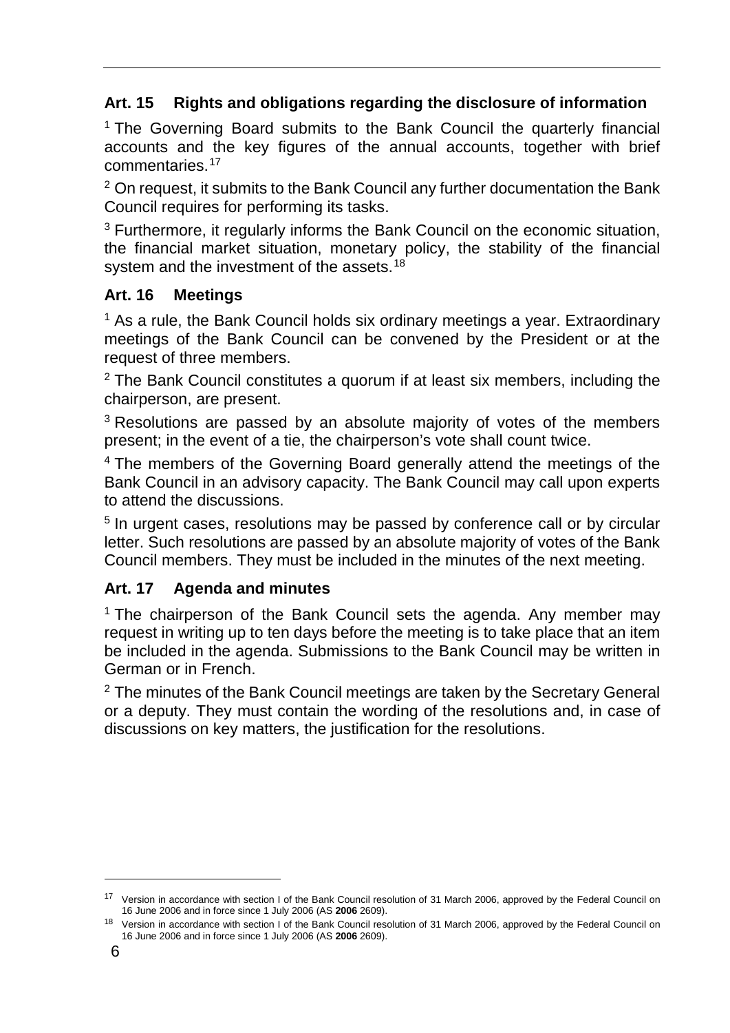## Art. 15 Rights and obligations regarding the disclosure of information

[1] The Governing Board submits to the Bank Council the quarterly financial accounts and the key figures of the annual accounts, together with brief commentaries.[17]

[2] On request, it submits to the Bank Council any further documentation the Bank Council requires for performing its tasks.

[3] Furthermore, it regularly informs the Bank Council on the economic situation, the financial market situation, monetary policy, the stability of the financial system and the investment of the assets.[18]

## Art. 16 Meetings

[1] As a rule, the Bank Council holds six ordinary meetings a year. Extraordinary meetings of the Bank Council can be convened by the President or at the request of three members.

[2] The Bank Council constitutes a quorum if at least six members, including the chairperson, are present.

[3] Resolutions are passed by an absolute majority of votes of the members present; in the event of a tie, the chairperson's vote shall count twice.

[4] The members of the Governing Board generally attend the meetings of the Bank Council in an advisory capacity. The Bank Council may call upon experts to attend the discussions.

[5] In urgent cases, resolutions may be passed by conference call or by circular letter. Such resolutions are passed by an absolute majority of votes of the Bank Council members. They must be included in the minutes of the next meeting.

## Art. 17 Agenda and minutes

[1] The chairperson of the Bank Council sets the agenda. Any member may request in writing up to ten days before the meeting is to take place that an item be included in the agenda. Submissions to the Bank Council may be written in German or in French.

[2] The minutes of the Bank Council meetings are taken by the Secretary General or a deputy. They must contain the wording of the resolutions and, in case of discussions on key matters, the justification for the resolutions.

---

[17] Version in accordance with section I of the Bank Council resolution of 31 March 2006, approved by the Federal Council on 16 June 2006 and in force since 1 July 2006 (AS **2006** 2609).

[18] Version in accordance with section I of the Bank Council resolution of 31 March 2006, approved by the Federal Council on 16 June 2006 and in force since 1 July 2006 (AS **2006** 2609).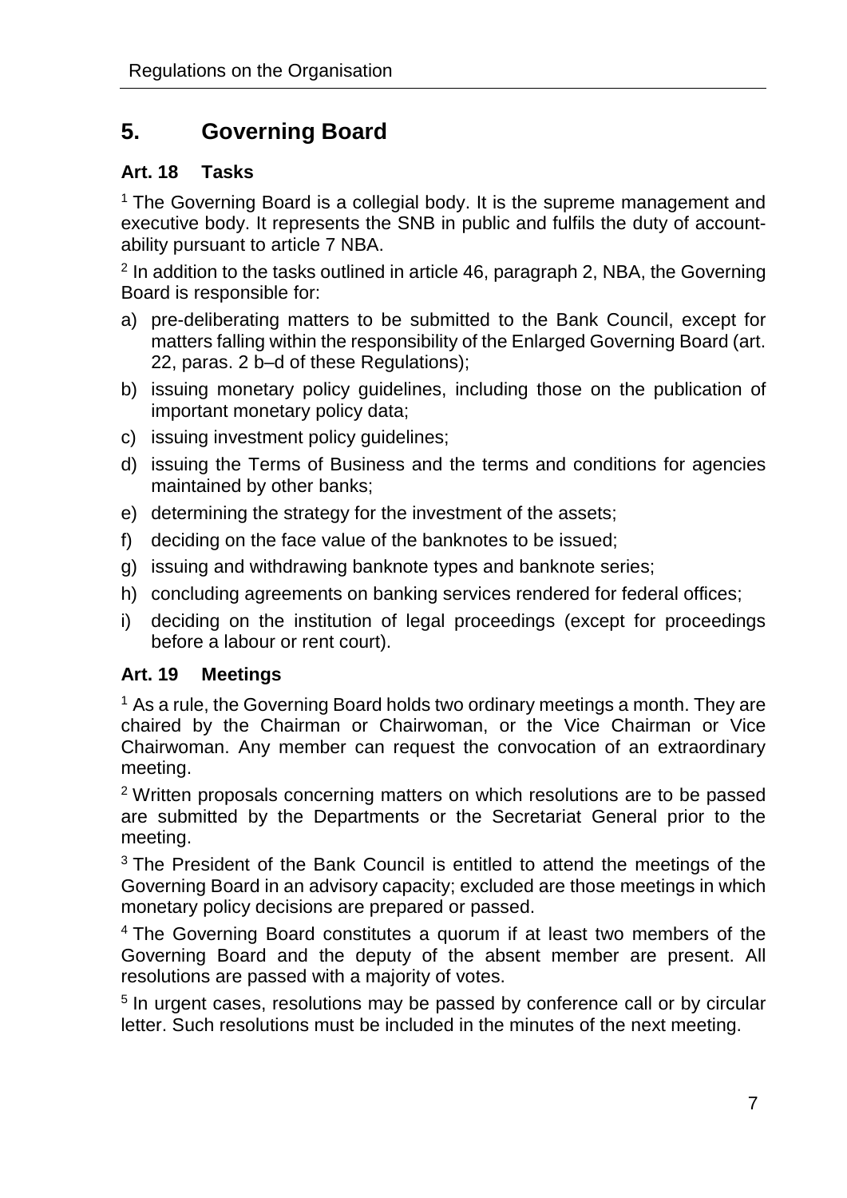## 5. Governing Board

### Art. 18 Tasks

[1] The Governing Board is a collegial body. It is the supreme management and executive body. It represents the SNB in public and fulfils the duty of accountability pursuant to article 7 NBA.

[2] In addition to the tasks outlined in article 46, paragraph 2, NBA, the Governing Board is responsible for:

a) pre-deliberating matters to be submitted to the Bank Council, except for matters falling within the responsibility of the Enlarged Governing Board (art. 22, paras. 2 b–d of these Regulations);
b) issuing monetary policy guidelines, including those on the publication of important monetary policy data;
c) issuing investment policy guidelines;
d) issuing the Terms of Business and the terms and conditions for agencies maintained by other banks;
e) determining the strategy for the investment of the assets;
f) deciding on the face value of the banknotes to be issued;
g) issuing and withdrawing banknote types and banknote series;
h) concluding agreements on banking services rendered for federal offices;
i) deciding on the institution of legal proceedings (except for proceedings before a labour or rent court).

### Art. 19 Meetings

[1] As a rule, the Governing Board holds two ordinary meetings a month. They are chaired by the Chairman or Chairwoman, or the Vice Chairman or Vice Chairwoman. Any member can request the convocation of an extraordinary meeting.

[2] Written proposals concerning matters on which resolutions are to be passed are submitted by the Departments or the Secretariat General prior to the meeting.

[3] The President of the Bank Council is entitled to attend the meetings of the Governing Board in an advisory capacity; excluded are those meetings in which monetary policy decisions are prepared or passed.

[4] The Governing Board constitutes a quorum if at least two members of the Governing Board and the deputy of the absent member are present. All resolutions are passed with a majority of votes.

[5] In urgent cases, resolutions may be passed by conference call or by circular letter. Such resolutions must be included in the minutes of the next meeting.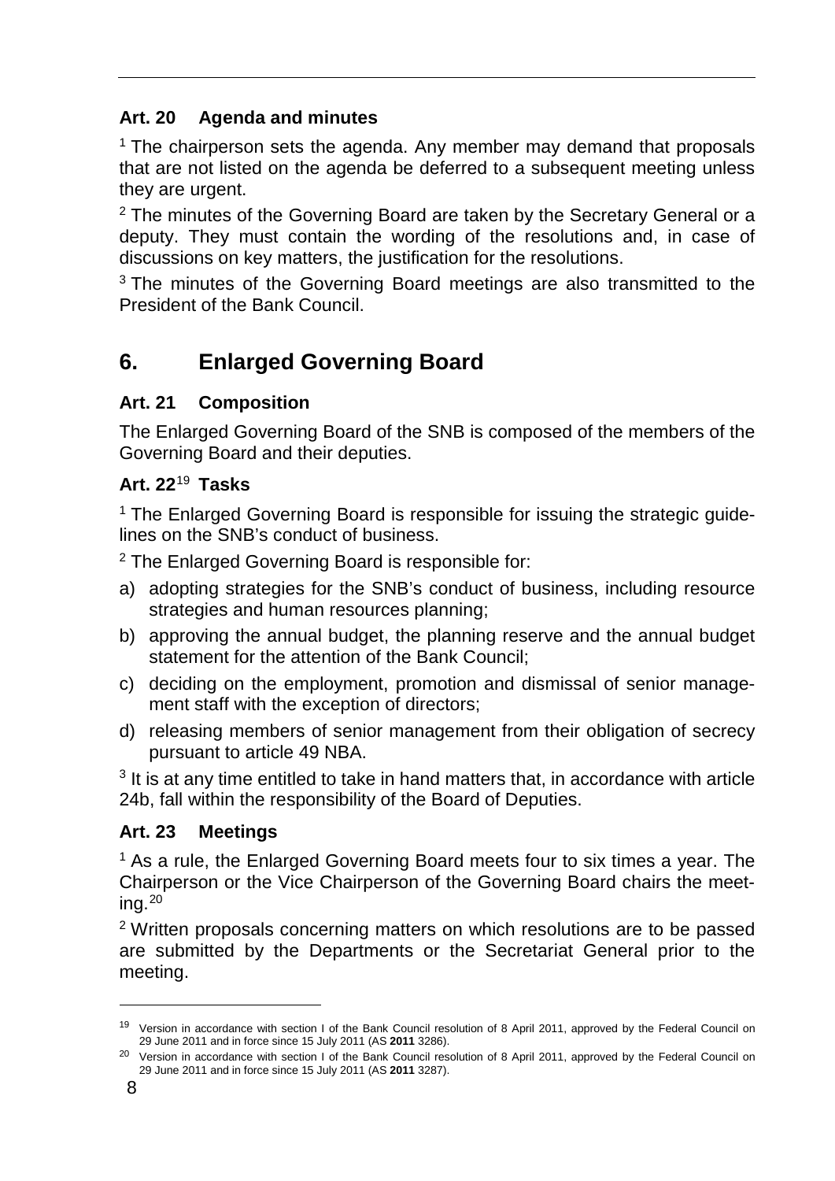### Art. 20 Agenda and minutes

[1] The chairperson sets the agenda. Any member may demand that proposals that are not listed on the agenda be deferred to a subsequent meeting unless they are urgent.

[2] The minutes of the Governing Board are taken by the Secretary General or a deputy. They must contain the wording of the resolutions and, in case of discussions on key matters, the justification for the resolutions.

[3] The minutes of the Governing Board meetings are also transmitted to the President of the Bank Council.

## 6. Enlarged Governing Board

### Art. 21 Composition

The Enlarged Governing Board of the SNB is composed of the members of the Governing Board and their deputies.

### Art. 22[19] Tasks

[1] The Enlarged Governing Board is responsible for issuing the strategic guidelines on the SNB's conduct of business.

[2] The Enlarged Governing Board is responsible for:

a) adopting strategies for the SNB's conduct of business, including resource strategies and human resources planning;
b) approving the annual budget, the planning reserve and the annual budget statement for the attention of the Bank Council;
c) deciding on the employment, promotion and dismissal of senior management staff with the exception of directors;
d) releasing members of senior management from their obligation of secrecy pursuant to article 49 NBA.

[3] It is at any time entitled to take in hand matters that, in accordance with article 24b, fall within the responsibility of the Board of Deputies.

### Art. 23 Meetings

[1] As a rule, the Enlarged Governing Board meets four to six times a year. The Chairperson or the Vice Chairperson of the Governing Board chairs the meeting.[20]

[2] Written proposals concerning matters on which resolutions are to be passed are submitted by the Departments or the Secretariat General prior to the meeting.

---

[19] Version in accordance with section I of the Bank Council resolution of 8 April 2011, approved by the Federal Council on 29 June 2011 and in force since 15 July 2011 (AS **2011** 3286).

[20] Version in accordance with section I of the Bank Council resolution of 8 April 2011, approved by the Federal Council on 29 June 2011 and in force since 15 July 2011 (AS **2011** 3287).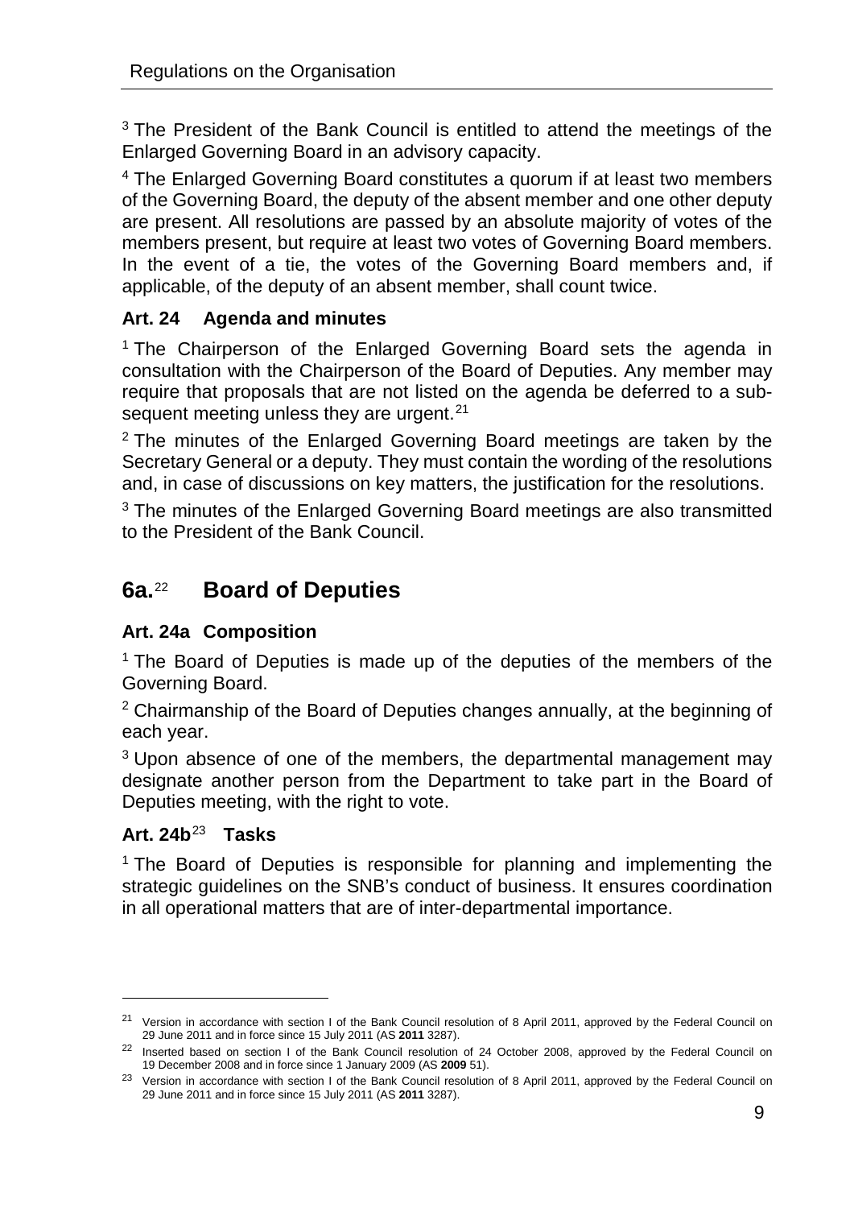[3] The President of the Bank Council is entitled to attend the meetings of the Enlarged Governing Board in an advisory capacity.

[4] The Enlarged Governing Board constitutes a quorum if at least two members of the Governing Board, the deputy of the absent member and one other deputy are present. All resolutions are passed by an absolute majority of votes of the members present, but require at least two votes of Governing Board members. In the event of a tie, the votes of the Governing Board members and, if applicable, of the deputy of an absent member, shall count twice.

### Art. 24 Agenda and minutes

[1] The Chairperson of the Enlarged Governing Board sets the agenda in consultation with the Chairperson of the Board of Deputies. Any member may require that proposals that are not listed on the agenda be deferred to a subsequent meeting unless they are urgent.[21]

[2] The minutes of the Enlarged Governing Board meetings are taken by the Secretary General or a deputy. They must contain the wording of the resolutions and, in case of discussions on key matters, the justification for the resolutions.

[3] The minutes of the Enlarged Governing Board meetings are also transmitted to the President of the Bank Council.

## 6a.[22] Board of Deputies

### Art. 24a Composition

[1] The Board of Deputies is made up of the deputies of the members of the Governing Board.

[2] Chairmanship of the Board of Deputies changes annually, at the beginning of each year.

[3] Upon absence of one of the members, the departmental management may designate another person from the Department to take part in the Board of Deputies meeting, with the right to vote.

### Art. 24b[23] Tasks

[1] The Board of Deputies is responsible for planning and implementing the strategic guidelines on the SNB's conduct of business. It ensures coordination in all operational matters that are of inter-departmental importance.

---

[21] Version in accordance with section I of the Bank Council resolution of 8 April 2011, approved by the Federal Council on 29 June 2011 and in force since 15 July 2011 (AS **2011** 3287).

[22] Inserted based on section I of the Bank Council resolution of 24 October 2008, approved by the Federal Council on 19 December 2008 and in force since 1 January 2009 (AS **2009** 51).

[23] Version in accordance with section I of the Bank Council resolution of 8 April 2011, approved by the Federal Council on 29 June 2011 and in force since 15 July 2011 (AS **2011** 3287).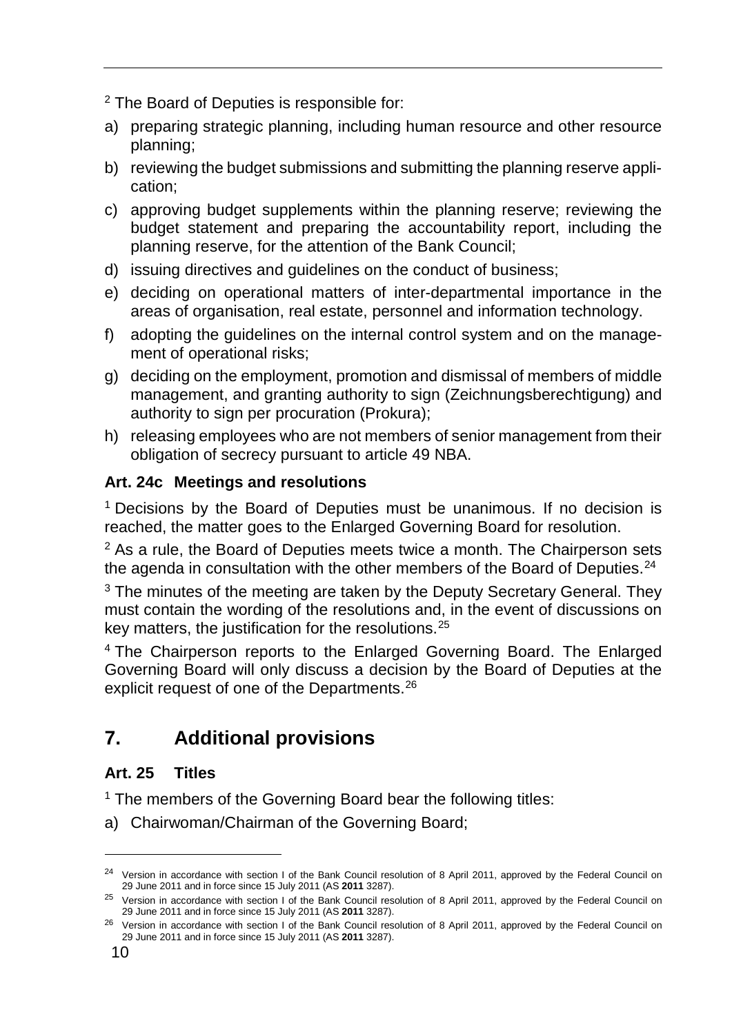[2] The Board of Deputies is responsible for:

a) preparing strategic planning, including human resource and other resource planning;
b) reviewing the budget submissions and submitting the planning reserve application;
c) approving budget supplements within the planning reserve; reviewing the budget statement and preparing the accountability report, including the planning reserve, for the attention of the Bank Council;
d) issuing directives and guidelines on the conduct of business;
e) deciding on operational matters of inter-departmental importance in the areas of organisation, real estate, personnel and information technology.
f) adopting the guidelines on the internal control system and on the management of operational risks;
g) deciding on the employment, promotion and dismissal of members of middle management, and granting authority to sign (Zeichnungsberechtigung) and authority to sign per procuration (Prokura);
h) releasing employees who are not members of senior management from their obligation of secrecy pursuant to article 49 NBA.

### Art. 24c Meetings and resolutions

[1] Decisions by the Board of Deputies must be unanimous. If no decision is reached, the matter goes to the Enlarged Governing Board for resolution.

[2] As a rule, the Board of Deputies meets twice a month. The Chairperson sets the agenda in consultation with the other members of the Board of Deputies.[24]

[3] The minutes of the meeting are taken by the Deputy Secretary General. They must contain the wording of the resolutions and, in the event of discussions on key matters, the justification for the resolutions.[25]

[4] The Chairperson reports to the Enlarged Governing Board. The Enlarged Governing Board will only discuss a decision by the Board of Deputies at the explicit request of one of the Departments.[26]

## 7. Additional provisions

### Art. 25 Titles

[1] The members of the Governing Board bear the following titles:

a) Chairwoman/Chairman of the Governing Board;

---

[24] Version in accordance with section I of the Bank Council resolution of 8 April 2011, approved by the Federal Council on 29 June 2011 and in force since 15 July 2011 (AS **2011** 3287).

[25] Version in accordance with section I of the Bank Council resolution of 8 April 2011, approved by the Federal Council on 29 June 2011 and in force since 15 July 2011 (AS **2011** 3287).

[26] Version in accordance with section I of the Bank Council resolution of 8 April 2011, approved by the Federal Council on 29 June 2011 and in force since 15 July 2011 (AS **2011** 3287).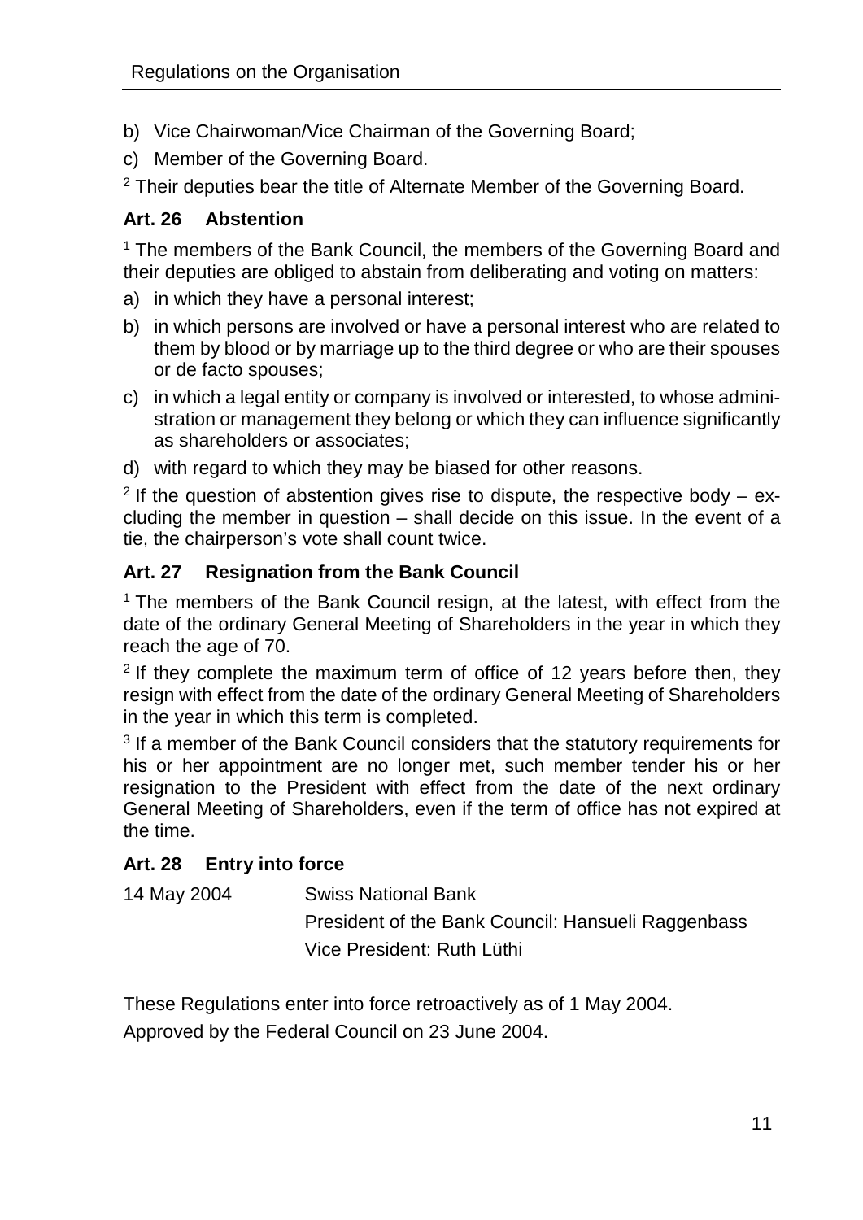b) Vice Chairwoman/Vice Chairman of the Governing Board;

c) Member of the Governing Board.

[2] Their deputies bear the title of Alternate Member of the Governing Board.

### Art. 26 Abstention

[1] The members of the Bank Council, the members of the Governing Board and their deputies are obliged to abstain from deliberating and voting on matters:

a) in which they have a personal interest;

b) in which persons are involved or have a personal interest who are related to them by blood or by marriage up to the third degree or who are their spouses or de facto spouses;

c) in which a legal entity or company is involved or interested, to whose administration or management they belong or which they can influence significantly as shareholders or associates;

d) with regard to which they may be biased for other reasons.

[2] If the question of abstention gives rise to dispute, the respective body – excluding the member in question – shall decide on this issue. In the event of a tie, the chairperson's vote shall count twice.

### Art. 27 Resignation from the Bank Council

[1] The members of the Bank Council resign, at the latest, with effect from the date of the ordinary General Meeting of Shareholders in the year in which they reach the age of 70.

[2] If they complete the maximum term of office of 12 years before then, they resign with effect from the date of the ordinary General Meeting of Shareholders in the year in which this term is completed.

[3] If a member of the Bank Council considers that the statutory requirements for his or her appointment are no longer met, such member tender his or her resignation to the President with effect from the date of the next ordinary General Meeting of Shareholders, even if the term of office has not expired at the time.

### Art. 28 Entry into force

14 May 2004 — Swiss National Bank

President of the Bank Council: Hansueli Raggenbass

Vice President: Ruth Lüthi

These Regulations enter into force retroactively as of 1 May 2004.

Approved by the Federal Council on 23 June 2004.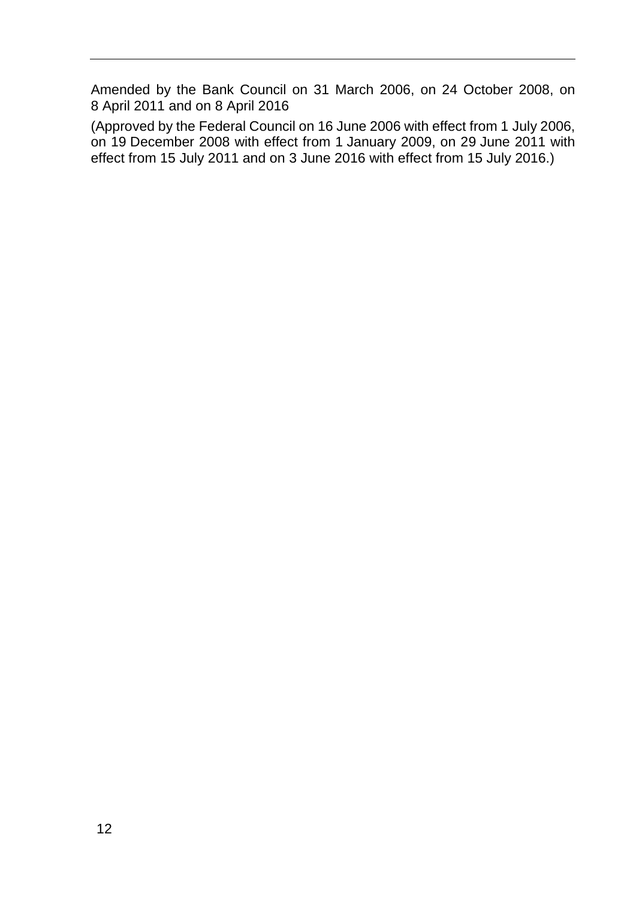Amended by the Bank Council on 31 March 2006, on 24 October 2008, on 8 April 2011 and on 8 April 2016

(Approved by the Federal Council on 16 June 2006 with effect from 1 July 2006, on 19 December 2008 with effect from 1 January 2009, on 29 June 2011 with effect from 15 July 2011 and on 3 June 2016 with effect from 15 July 2016.)